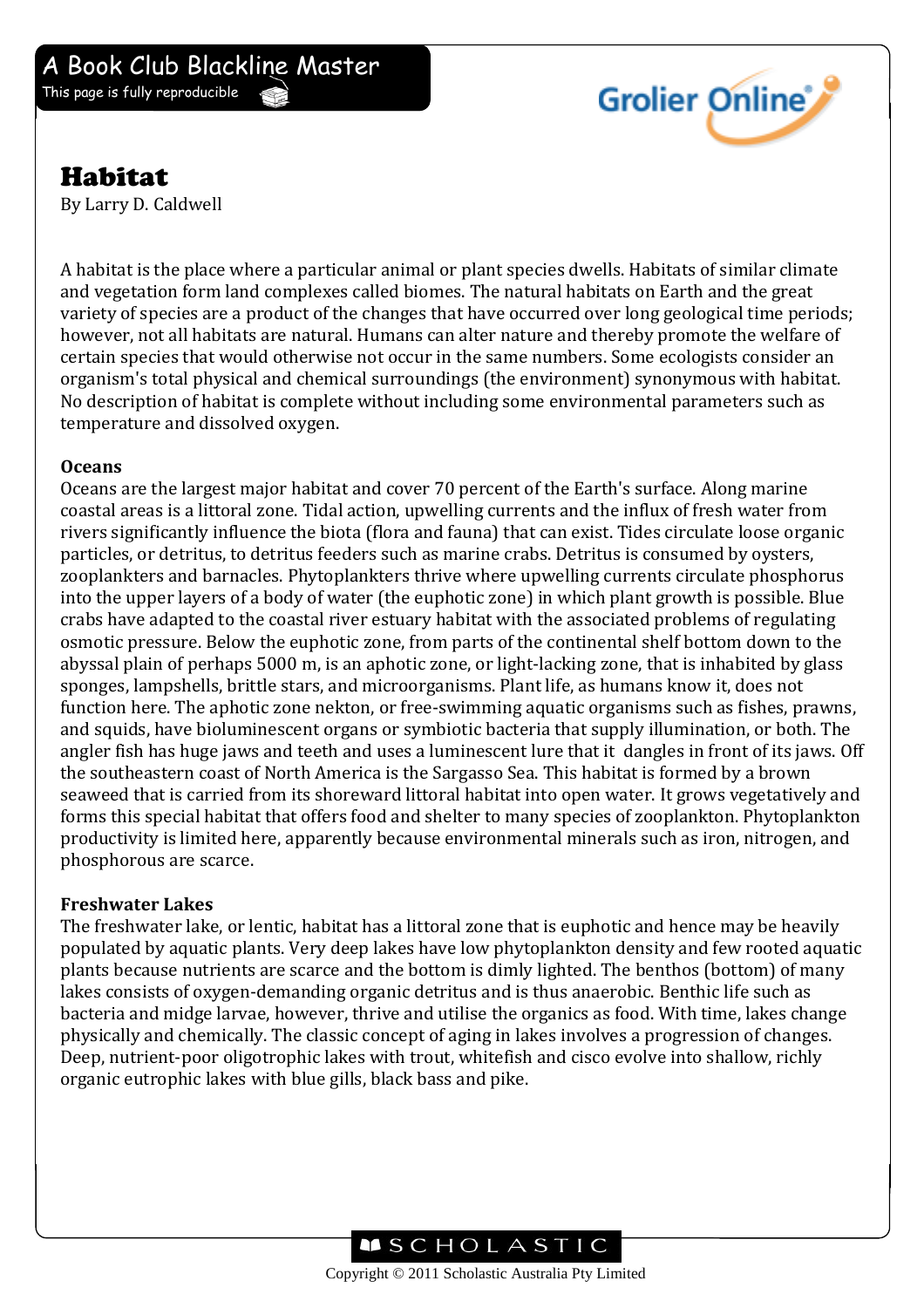# Habitat

By Larry D. Caldwell

A habitat is the place where a particular animal or plant species dwells. Habitats of similar climate and vegetation form land complexes called biomes. The natural habitats on Earth and the great variety of species are a product of the changes that have occurred over long geological time periods; however, not all habitats are natural. Humans can alter nature and thereby promote the welfare of certain species that would otherwise not occur in the same numbers. Some ecologists consider an organism's total physical and chemical surroundings (the environment) synonymous with habitat. No description of habitat is complete without including some environmental parameters such as temperature and dissolved oxygen.

**Oceans**

Oceans are the largest major habitat and cover 70 percent of the Earth's surface. Along marine coastal areas is a littoral zone. Tidal action, upwelling currents and the influx of fresh water from rivers significantly influence the biota (flora and fauna) that can exist. Tides circulate loose organic particles, or detritus, to detritus feeders such as marine crabs. Detritus is consumed by oysters, zooplankters and barnacles. Phytoplankters thrive where upwelling currents circulate phosphorus into the upper layers of a body of water (the euphotic zone) in which plant growth is possible. Blue crabs have adapted to the coastal river estuary habitat with the associated problems of regulating osmotic pressure. Below the euphotic zone, from parts of the continental shelf bottom down to the abyssal plain of perhaps 5000 m, is an aphotic zone, or light-lacking zone, that is inhabited by glass sponges, lampshells, brittle stars, and microorganisms. Plant life, as humans know it, does not function here. The aphotic zone nekton, or free-swimming aquatic organisms such as fishes, prawns, and squids, have bioluminescent organs or symbiotic bacteria that supply illumination, or both. The angler fish has huge jaws and teeth and uses a luminescent lure that it dangles in front of its jaws. Off the southeastern coast of North America is the Sargasso Sea. This habitat is formed by a brown seaweed that is carried from its shoreward littoral habitat into open water. It grows vegetatively and forms this special habitat that offers food and shelter to many species of zooplankton. Phytoplankton productivity is limited here, apparently because environmental minerals such as iron, nitrogen, and phosphorous are scarce.

**Freshwater Lakes**

The freshwater lake, or lentic, habitat has a littoral zone that is euphotic and hence may be heavily populated by aquatic plants. Very deep lakes have low phytoplankton density and few rooted aquatic plants because nutrients are scarce and the bottom is dimly lighted. The benthos (bottom) of many lakes consists of oxygen-demanding organic detritus and is thus anaerobic. Benthic life such as bacteria and midge larvae, however, thrive and utilise the organics as food. With time, lakes change physically and chemically. The classic concept of aging in lakes involves a progression of changes. Deep, nutrient-poor oligotrophic lakes with trout, whitefish and cisco evolve into shallow, richly organic eutrophic lakes with blue gills, black bass and pike.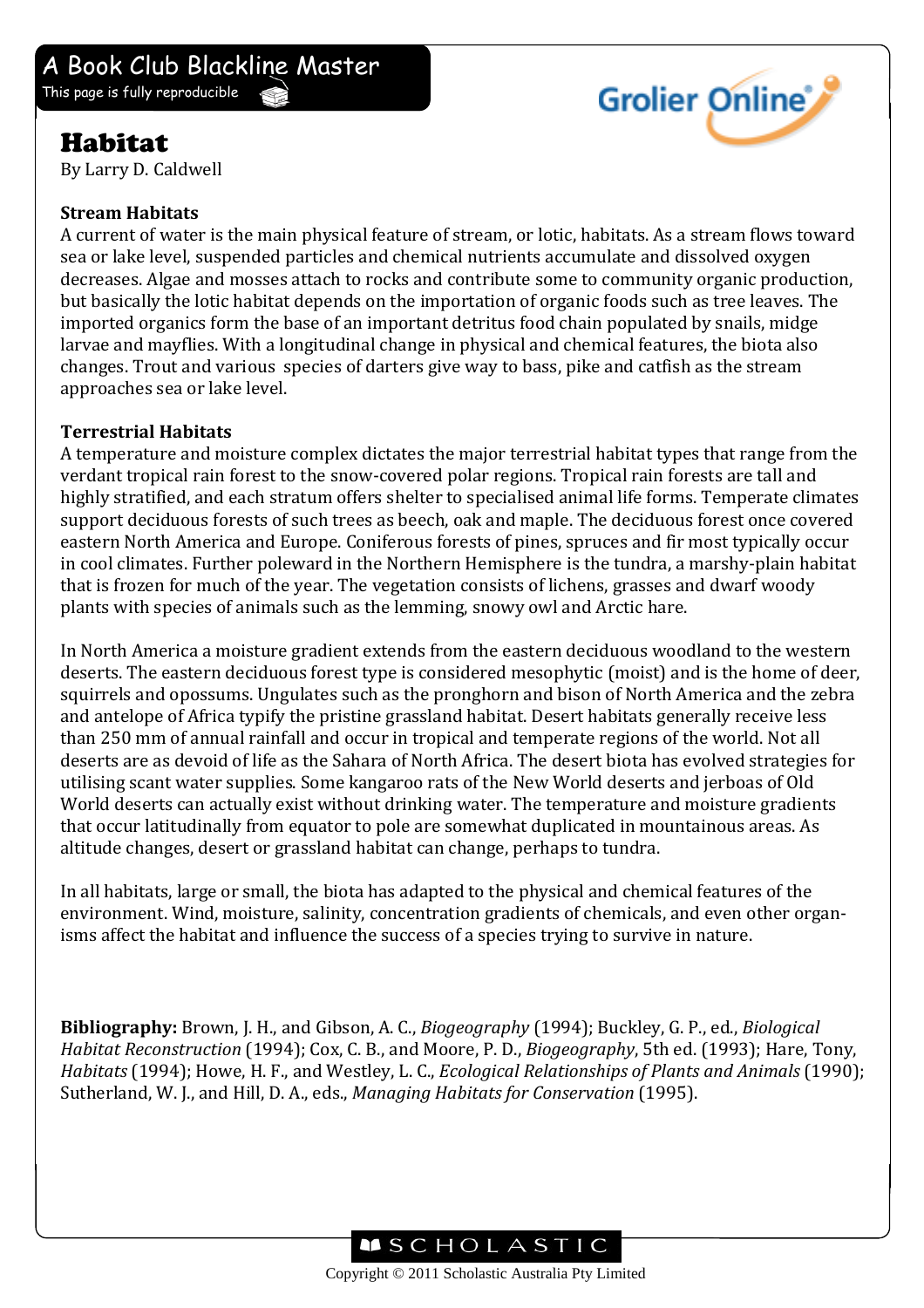# Habitat

By Larry D. Caldwell

## Stream Habitats

A current of water is the main physical feature of stream, or lotic, habitats. As a stream flows toward sea or lake level, suspended particles and chemical nutrients accumulate and dissolved oxygen decreases. Algae and mosses attach to rocks and contribute some to community organic production, but basically the lotic habitat depends on the importation of organic foods such as tree leaves. The imported organics form the base of an important detritus food chain populated by snails, midge larvae and mayflies. With a longitudinal change in physical and chemical features, the biota also changes. Trout and various species of darters give way to bass, pike and catfish as the stream approaches sea or lake level.

## Terrestrial Habitats

A temperature and moisture complex dictates the major terrestrial habitat types that range from the verdant tropical rain forest to the snow-covered polar regions. Tropical rain forests are tall and highly stratified, and each stratum offers shelter to specialised animal life forms. Temperate climates support deciduous forests of such trees as beech, oak and maple. The deciduous forest once covered eastern North America and Europe. Coniferous forests of pines, spruces and fir most typically occur in cool climates. Further poleward in the Northern Hemisphere is the tundra, a marshy-plain habitat that is frozen for much of the year. The vegetation consists of lichens, grasses and dwarf woody plants with species of animals such as the lemming, snowy owl and Arctic hare.

In North America a moisture gradient extends from the eastern deciduous woodland to the western deserts. The eastern deciduous forest type is considered mesophytic (moist) and is the home of deer, squirrels and opossums. Ungulates such as the pronghorn and bison of North America and the zebra and antelope of Africa typify the pristine grassland habitat. Desert habitats generally receive less than 250 mm of annual rainfall and occur in tropical and temperate regions of the world. Not all deserts are as devoid of life as the Sahara of North Africa. The desert biota has evolved strategies for utilising scant water supplies. Some kangaroo rats of the New World deserts and jerboas of Old World deserts can actually exist without drinking water. The temperature and moisture gradients that occur latitudinally from equator to pole are somewhat duplicated in mountainous areas. As altitude changes, desert or grassland habitat can change, perhaps to tundra.

In all habitats, large or small, the biota has adapted to the physical and chemical features of the environment. Wind, moisture, salinity, concentration gradients of chemicals, and even other organisms affect the habitat and influence the success of a species trying to survive in nature.

**Bibliography:** Brown, J. H., and Gibson, A. C., *Biogeography* (1994); Buckley, G. P., ed., *Biological Habitat Reconstruction* (1994); Cox, C. B., and Moore, P. D., *Biogeography*, 5th ed. (1993); Hare, Tony, *Habitats* (1994); Howe, H. F., and Westley, L. C., *Ecological Relationships of Plants and Animals* (1990); Sutherland, W. J., and Hill, D. A., eds., *Managing Habitats for Conservation* (1995).